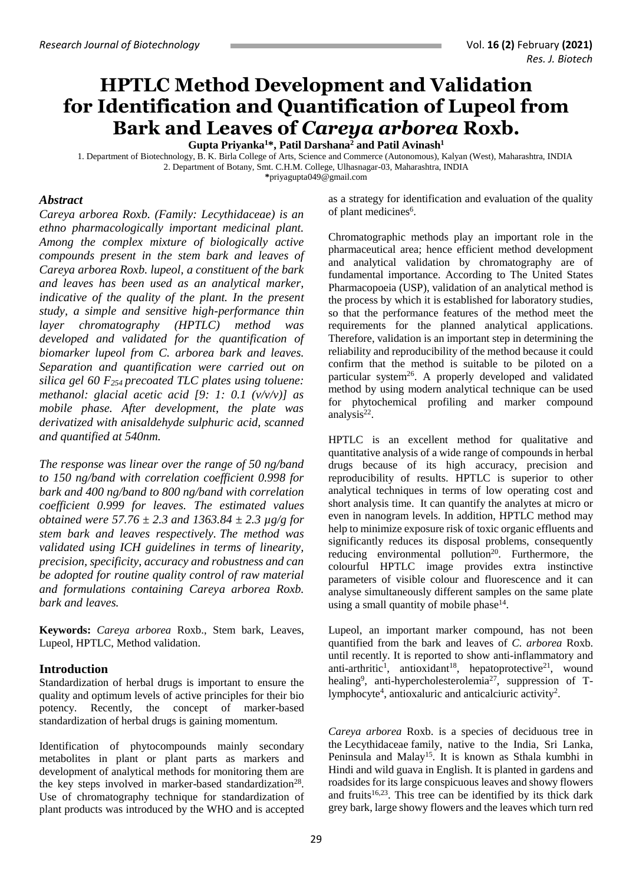# HPTLC Method Development and Validation for Identification and Quantification of Lupeol from Bark and Leaves of *Careya arborea* Roxb.

**Gupta Priyanka[1]*, Patil Darshana[2] and Patil Avinash[1]**

1. Department of Biotechnology, B. K. Birla College of Arts, Science and Commerce (Autonomous), Kalyan (West), Maharashtra, INDIA
2. Department of Botany, Smt. C.H.M. College, Ulhasnagar-03, Maharashtra, INDIA

*priyagupta049@gmail.com

## *Abstract*

*Careya arborea Roxb. (Family: Lecythidaceae) is an ethno pharmacologically important medicinal plant. Among the complex mixture of biologically active compounds present in the stem bark and leaves of Careya arborea Roxb. lupeol, a constituent of the bark and leaves has been used as an analytical marker, indicative of the quality of the plant. In the present study, a simple and sensitive high-performance thin layer chromatography (HPTLC) method was developed and validated for the quantification of biomarker lupeol from C. arborea bark and leaves. Separation and quantification were carried out on silica gel 60 $F_{254}$ precoated TLC plates using toluene: methanol: glacial acetic acid [9: 1: 0.1 (v/v/v)] as mobile phase. After development, the plate was derivatized with anisaldehyde sulphuric acid, scanned and quantified at 540nm.*

*The response was linear over the range of 50 ng/band to 150 ng/band with correlation coefficient 0.998 for bark and 400 ng/band to 800 ng/band with correlation coefficient 0.999 for leaves. The estimated values obtained were 57.76 ± 2.3 and 1363.84 ± 2.3 µg/g for stem bark and leaves respectively. The method was validated using ICH guidelines in terms of linearity, precision, specificity, accuracy and robustness and can be adopted for routine quality control of raw material and formulations containing Careya arborea Roxb. bark and leaves.*

**Keywords:** *Careya arborea* Roxb., Stem bark, Leaves, Lupeol, HPTLC, Method validation.

## Introduction

Standardization of herbal drugs is important to ensure the quality and optimum levels of active principles for their bio potency. Recently, the concept of marker-based standardization of herbal drugs is gaining momentum.

Identification of phytocompounds mainly secondary metabolites in plant or plant parts as markers and development of analytical methods for monitoring them are the key steps involved in marker-based standardization[28]. Use of chromatography technique for standardization of plant products was introduced by the WHO and is accepted as a strategy for identification and evaluation of the quality of plant medicines[6].

Chromatographic methods play an important role in the pharmaceutical area; hence efficient method development and analytical validation by chromatography are of fundamental importance. According to The United States Pharmacopoeia (USP), validation of an analytical method is the process by which it is established for laboratory studies, so that the performance features of the method meet the requirements for the planned analytical applications. Therefore, validation is an important step in determining the reliability and reproducibility of the method because it could confirm that the method is suitable to be piloted on a particular system[26]. A properly developed and validated method by using modern analytical technique can be used for phytochemical profiling and marker compound analysis[22].

HPTLC is an excellent method for qualitative and quantitative analysis of a wide range of compounds in herbal drugs because of its high accuracy, precision and reproducibility of results. HPTLC is superior to other analytical techniques in terms of low operating cost and short analysis time. It can quantify the analytes at micro or even in nanogram levels. In addition, HPTLC method may help to minimize exposure risk of toxic organic effluents and significantly reduces its disposal problems, consequently reducing environmental pollution[20]. Furthermore, the colourful HPTLC image provides extra instinctive parameters of visible colour and fluorescence and it can analyse simultaneously different samples on the same plate using a small quantity of mobile phase[14].

Lupeol, an important marker compound, has not been quantified from the bark and leaves of *C. arborea* Roxb. until recently. It is reported to show anti-inflammatory and anti-arthritic[1], antioxidant[18], hepatoprotective[21], wound healing[9], anti-hypercholesterolemia[27], suppression of T-lymphocyte[4], antioxaluric and anticalciuric activity[2].

*Careya arborea* Roxb. is a species of deciduous tree in the Lecythidaceae family, native to the India, Sri Lanka, Peninsula and Malay[15]. It is known as Sthala kumbhi in Hindi and wild guava in English. It is planted in gardens and roadsides for its large conspicuous leaves and showy flowers and fruits[16,23]. This tree can be identified by its thick dark grey bark, large showy flowers and the leaves which turn red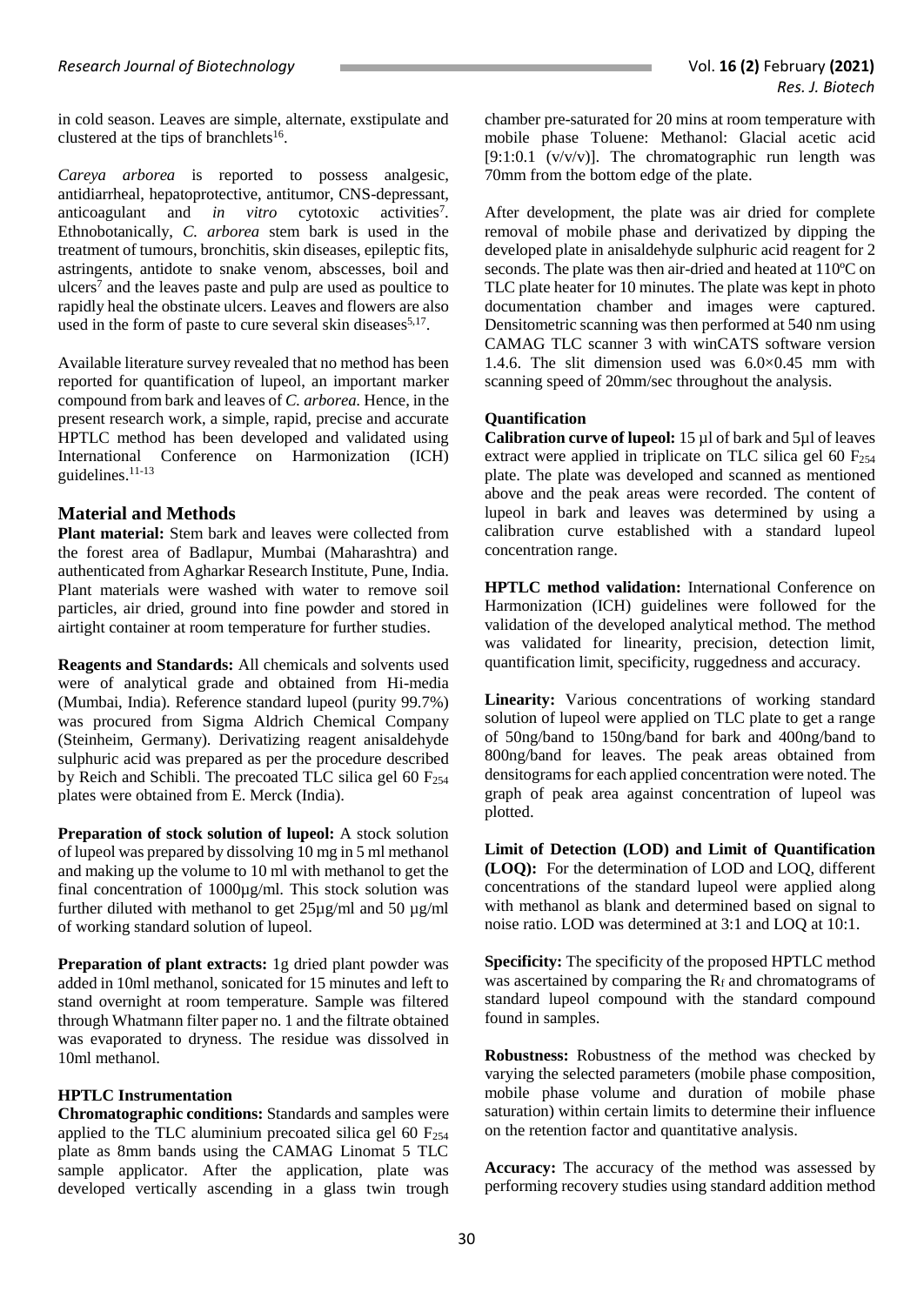in cold season. Leaves are simple, alternate, exstipulate and clustered at the tips of branchlets[16].

*Careya arborea* is reported to possess analgesic, antidiarrheal, hepatoprotective, antitumor, CNS-depressant, anticoagulant and *in vitro* cytotoxic activities[7]. Ethnobotanically, *C. arborea* stem bark is used in the treatment of tumours, bronchitis, skin diseases, epileptic fits, astringents, antidote to snake venom, abscesses, boil and ulcers[7] and the leaves paste and pulp are used as poultice to rapidly heal the obstinate ulcers. Leaves and flowers are also used in the form of paste to cure several skin diseases[5,17].

Available literature survey revealed that no method has been reported for quantification of lupeol, an important marker compound from bark and leaves of *C. arborea.* Hence, in the present research work, a simple, rapid, precise and accurate HPTLC method has been developed and validated using International Conference on Harmonization (ICH) guidelines.[11-13]

## Material and Methods

**Plant material:** Stem bark and leaves were collected from the forest area of Badlapur, Mumbai (Maharashtra) and authenticated from Agharkar Research Institute, Pune, India. Plant materials were washed with water to remove soil particles, air dried, ground into fine powder and stored in airtight container at room temperature for further studies.

**Reagents and Standards:** All chemicals and solvents used were of analytical grade and obtained from Hi-media (Mumbai, India). Reference standard lupeol (purity 99.7%) was procured from Sigma Aldrich Chemical Company (Steinheim, Germany). Derivatizing reagent anisaldehyde sulphuric acid was prepared as per the procedure described by Reich and Schibli. The precoated TLC silica gel 60 $F_{254}$ plates were obtained from E. Merck (India).

**Preparation of stock solution of lupeol:** A stock solution of lupeol was prepared by dissolving 10 mg in 5 ml methanol and making up the volume to 10 ml with methanol to get the final concentration of 1000µg/ml. This stock solution was further diluted with methanol to get 25µg/ml and 50 µg/ml of working standard solution of lupeol.

**Preparation of plant extracts:** 1g dried plant powder was added in 10ml methanol, sonicated for 15 minutes and left to stand overnight at room temperature. Sample was filtered through Whatmann filter paper no. 1 and the filtrate obtained was evaporated to dryness. The residue was dissolved in 10ml methanol.

### HPTLC Instrumentation

**Chromatographic conditions:** Standards and samples were applied to the TLC aluminium precoated silica gel 60 $F_{254}$ plate as 8mm bands using the CAMAG Linomat 5 TLC sample applicator. After the application, plate was developed vertically ascending in a glass twin trough chamber pre-saturated for 20 mins at room temperature with mobile phase Toluene: Methanol: Glacial acetic acid [9:1:0.1 (v/v/v)]. The chromatographic run length was 70mm from the bottom edge of the plate.

After development, the plate was air dried for complete removal of mobile phase and derivatized by dipping the developed plate in anisaldehyde sulphuric acid reagent for 2 seconds. The plate was then air-dried and heated at 110ºC on TLC plate heater for 10 minutes. The plate was kept in photo documentation chamber and images were captured. Densitometric scanning was then performed at 540 nm using CAMAG TLC scanner 3 with winCATS software version 1.4.6. The slit dimension used was 6.0×0.45 mm with scanning speed of 20mm/sec throughout the analysis.

### Quantification

**Calibration curve of lupeol:** 15 µl of bark and 5µl of leaves extract were applied in triplicate on TLC silica gel 60 $F_{254}$ plate. The plate was developed and scanned as mentioned above and the peak areas were recorded. The content of lupeol in bark and leaves was determined by using a calibration curve established with a standard lupeol concentration range.

**HPTLC method validation:** International Conference on Harmonization (ICH) guidelines were followed for the validation of the developed analytical method. The method was validated for linearity, precision, detection limit, quantification limit, specificity, ruggedness and accuracy.

**Linearity:** Various concentrations of working standard solution of lupeol were applied on TLC plate to get a range of 50ng/band to 150ng/band for bark and 400ng/band to 800ng/band for leaves. The peak areas obtained from densitograms for each applied concentration were noted. The graph of peak area against concentration of lupeol was plotted.

**Limit of Detection (LOD) and Limit of Quantification (LOQ):** For the determination of LOD and LOQ, different concentrations of the standard lupeol were applied along with methanol as blank and determined based on signal to noise ratio. LOD was determined at 3:1 and LOQ at 10:1.

**Specificity:** The specificity of the proposed HPTLC method was ascertained by comparing the $R_f$ and chromatograms of standard lupeol compound with the standard compound found in samples.

**Robustness:** Robustness of the method was checked by varying the selected parameters (mobile phase composition, mobile phase volume and duration of mobile phase saturation) within certain limits to determine their influence on the retention factor and quantitative analysis.

**Accuracy:** The accuracy of the method was assessed by performing recovery studies using standard addition method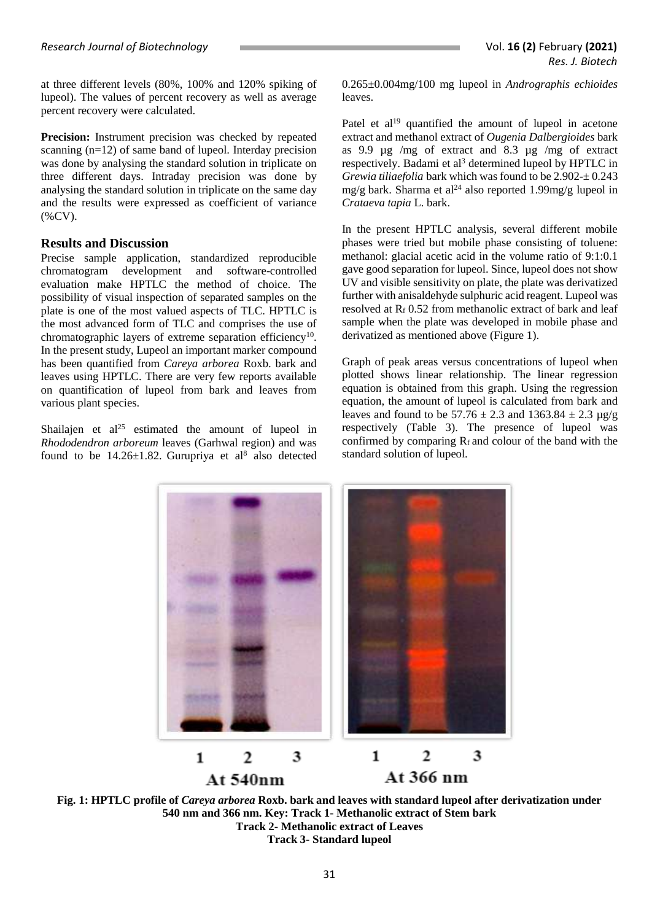at three different levels (80%, 100% and 120% spiking of lupeol). The values of percent recovery as well as average percent recovery were calculated.

**Precision:** Instrument precision was checked by repeated scanning (n=12) of same band of lupeol. Interday precision was done by analysing the standard solution in triplicate on three different days. Intraday precision was done by analysing the standard solution in triplicate on the same day and the results were expressed as coefficient of variance (%CV).

## Results and Discussion

Precise sample application, standardized reproducible chromatogram development and software-controlled evaluation make HPTLC the method of choice. The possibility of visual inspection of separated samples on the plate is one of the most valued aspects of TLC. HPTLC is the most advanced form of TLC and comprises the use of chromatographic layers of extreme separation efficiency[10]. In the present study, Lupeol an important marker compound has been quantified from *Careya arborea* Roxb. bark and leaves using HPTLC. There are very few reports available on quantification of lupeol from bark and leaves from various plant species.

Shailajen et al[25] estimated the amount of lupeol in *Rhododendron arboreum* leaves (Garhwal region) and was found to be 14.26±1.82. Gurupriya et al[8] also detected 0.265±0.004mg/100 mg lupeol in *Andrographis echioides* leaves.

Patel et al[19] quantified the amount of lupeol in acetone extract and methanol extract of *Ougenia Dalbergioides* bark as 9.9 µg /mg of extract and 8.3 µg /mg of extract respectively. Badami et al[3] determined lupeol by HPTLC in *Grewia tiliaefolia* bark which was found to be 2.902-± 0.243 mg/g bark. Sharma et al[24] also reported 1.99mg/g lupeol in *Crataeva tapia* L. bark.

In the present HPTLC analysis, several different mobile phases were tried but mobile phase consisting of toluene: methanol: glacial acetic acid in the volume ratio of 9:1:0.1 gave good separation for lupeol. Since, lupeol does not show UV and visible sensitivity on plate, the plate was derivatized further with anisaldehyde sulphuric acid reagent. Lupeol was resolved at $R_f$ 0.52 from methanolic extract of bark and leaf sample when the plate was developed in mobile phase and derivatized as mentioned above (Figure 1).

Graph of peak areas versus concentrations of lupeol when plotted shows linear relationship. The linear regression equation is obtained from this graph. Using the regression equation, the amount of lupeol is calculated from bark and leaves and found to be 57.76 ± 2.3 and 1363.84 ± 2.3 µg/g respectively (Table 3). The presence of lupeol was confirmed by comparing $R_f$ and colour of the band with the standard solution of lupeol.

**Fig. 1: HPTLC profile of *Careya arborea* Roxb. bark and leaves with standard lupeol after derivatization under 540 nm and 366 nm. Key: Track 1- Methanolic extract of Stem bark**
**Track 2- Methanolic extract of Leaves**
**Track 3- Standard lupeol**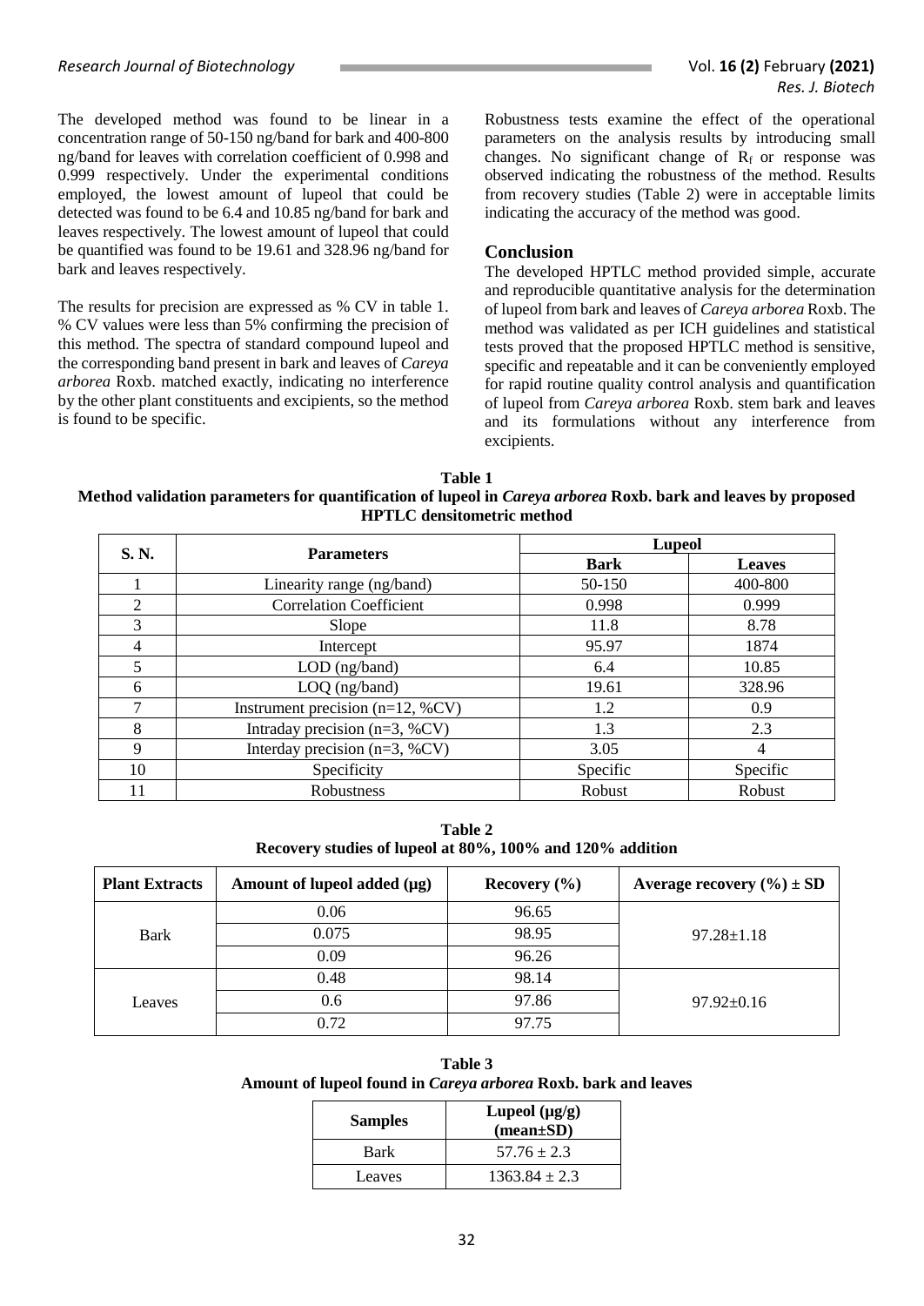The developed method was found to be linear in a concentration range of 50-150 ng/band for bark and 400-800 ng/band for leaves with correlation coefficient of 0.998 and 0.999 respectively. Under the experimental conditions employed, the lowest amount of lupeol that could be detected was found to be 6.4 and 10.85 ng/band for bark and leaves respectively. The lowest amount of lupeol that could be quantified was found to be 19.61 and 328.96 ng/band for bark and leaves respectively.

The results for precision are expressed as % CV in table 1. % CV values were less than 5% confirming the precision of this method. The spectra of standard compound lupeol and the corresponding band present in bark and leaves of *Careya arborea* Roxb. matched exactly, indicating no interference by the other plant constituents and excipients, so the method is found to be specific.

Robustness tests examine the effect of the operational parameters on the analysis results by introducing small changes. No significant change of $R_f$ or response was observed indicating the robustness of the method. Results from recovery studies (Table 2) were in acceptable limits indicating the accuracy of the method was good.

## Conclusion

The developed HPTLC method provided simple, accurate and reproducible quantitative analysis for the determination of lupeol from bark and leaves of *Careya arborea* Roxb. The method was validated as per ICH guidelines and statistical tests proved that the proposed HPTLC method is sensitive, specific and repeatable and it can be conveniently employed for rapid routine quality control analysis and quantification of lupeol from *Careya arborea* Roxb. stem bark and leaves and its formulations without any interference from excipients.

**Table 1**
**Method validation parameters for quantification of lupeol in *Careya arborea* Roxb. bark and leaves by proposed HPTLC densitometric method**

| S. N. | Parameters | Lupeol | |
|---|---|---|---|
| | | **Bark** | **Leaves** |
| 1 | Linearity range (ng/band) | 50-150 | 400-800 |
| 2 | Correlation Coefficient | 0.998 | 0.999 |
| 3 | Slope | 11.8 | 8.78 |
| 4 | Intercept | 95.97 | 1874 |
| 5 | LOD (ng/band) | 6.4 | 10.85 |
| 6 | LOQ (ng/band) | 19.61 | 328.96 |
| 7 | Instrument precision (n=12, %CV) | 1.2 | 0.9 |
| 8 | Intraday precision (n=3, %CV) | 1.3 | 2.3 |
| 9 | Interday precision (n=3, %CV) | 3.05 | 4 |
| 10 | Specificity | Specific | Specific |
| 11 | Robustness | Robust | Robust |

**Table 2**
**Recovery studies of lupeol at 80%, 100% and 120% addition**

| Plant Extracts | Amount of lupeol added (μg) | Recovery (%) | Average recovery (%) ± SD |
|---|---|---|---|
| Bark | 0.06 | 96.65 | 97.28±1.18 |
| | 0.075 | 98.95 | |
| | 0.09 | 96.26 | |
| Leaves | 0.48 | 98.14 | 97.92±0.16 |
| | 0.6 | 97.86 | |
| | 0.72 | 97.75 | |

**Table 3**
**Amount of lupeol found in *Careya arborea* Roxb. bark and leaves**

| Samples | Lupeol (μg/g) (mean±SD) |
|---|---|
| Bark | 57.76 ± 2.3 |
| Leaves | 1363.84 ± 2.3 |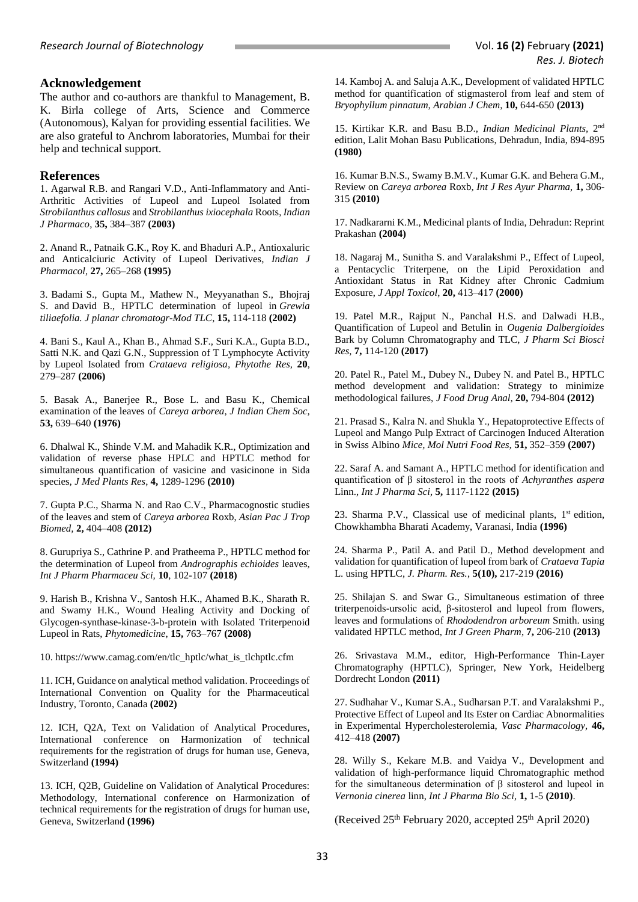## Acknowledgement

The author and co-authors are thankful to Management, B. K. Birla college of Arts, Science and Commerce (Autonomous), Kalyan for providing essential facilities. We are also grateful to Anchrom laboratories, Mumbai for their help and technical support.

## References

1. Agarwal R.B. and Rangari V.D., Anti-Inflammatory and Anti-Arthritic Activities of Lupeol and Lupeol Isolated from *Strobilanthus callosus* and *Strobilanthus ixiocephala* Roots, *Indian J Pharmaco*, **35,** 384–387 **(2003)**

2. Anand R., Patnaik G.K., Roy K. and Bhaduri A.P., Antioxaluric and Anticalciuric Activity of Lupeol Derivatives, *Indian J Pharmacol,* **27,** 265–268 **(1995)**

3. Badami S., Gupta M., Mathew N., Meyyanathan S., Bhojraj S. and David B., HPTLC determination of lupeol in *Grewia tiliaefolia. J planar chromatogr-Mod TLC*, **15,** 114-118 **(2002)**

4. Bani S., Kaul A., Khan B., Ahmad S.F., Suri K.A., Gupta B.D., Satti N.K. and Qazi G.N., Suppression of T Lymphocyte Activity by Lupeol Isolated from *Crataeva religiosa, Phytothe Res,* **20**, 279–287 **(2006)**

5. Basak A., Banerjee R., Bose L. and Basu K., Chemical examination of the leaves of *Careya arborea, J Indian Chem Soc,* **53,** 639–640 **(1976)**

6. Dhalwal K., Shinde V.M. and Mahadik K.R., Optimization and validation of reverse phase HPLC and HPTLC method for simultaneous quantification of vasicine and vasicinone in Sida species*, J Med Plants Res*, **4,** 1289-1296 **(2010)**

7. Gupta P.C., Sharma N. and Rao C.V., Pharmacognostic studies of the leaves and stem of *Careya arborea* Roxb*, Asian Pac J Trop Biomed,* **2,** 404–408 **(2012)**

8. Gurupriya S., Cathrine P. and Pratheema P., HPTLC method for the determination of Lupeol from *Andrographis echioides* leaves, *Int J Pharm Pharmaceu Sci,* **10**, 102-107 **(2018)**

9. Harish B., Krishna V., Santosh H.K., Ahamed B.K., Sharath R. and Swamy H.K., Wound Healing Activity and Docking of Glycogen-synthase-kinase-3-b-protein with Isolated Triterpenoid Lupeol in Rats, *Phytomedicine*, **15,** 763–767 **(2008)**

10. https://www.camag.com/en/tlc_hptlc/what_is_tlchptlc.cfm

11. ICH, Guidance on analytical method validation. Proceedings of International Convention on Quality for the Pharmaceutical Industry, Toronto, Canada **(2002)**

12. ICH, Q2A, Text on Validation of Analytical Procedures, International conference on Harmonization of technical requirements for the registration of drugs for human use, Geneva, Switzerland **(1994)**

13. ICH, Q2B, Guideline on Validation of Analytical Procedures: Methodology, International conference on Harmonization of technical requirements for the registration of drugs for human use, Geneva, Switzerland **(1996)**

14. Kamboj A. and Saluja A.K., Development of validated HPTLC method for quantification of stigmasterol from leaf and stem of *Bryophyllum pinnatum, Arabian J Chem,* **10,** 644-650 **(2013)**

15. Kirtikar K.R. and Basu B.D., *Indian Medicinal Plants,* 2nd edition, Lalit Mohan Basu Publications, Dehradun, India, 894-895 **(1980)**

16. Kumar B.N.S., Swamy B.M.V., Kumar G.K. and Behera G.M., Review on *Careya arborea* Roxb*, Int J Res Ayur Pharma,* **1,** 306-315 **(2010)**

17. Nadkararni K.M., Medicinal plants of India, Dehradun: Reprint Prakashan **(2004)**

18. Nagaraj M., Sunitha S. and Varalakshmi P., Effect of Lupeol, a Pentacyclic Triterpene, on the Lipid Peroxidation and Antioxidant Status in Rat Kidney after Chronic Cadmium Exposure, *J Appl Toxicol*, **20,** 413–417 **(2000)**

19. Patel M.R., Rajput N., Panchal H.S. and Dalwadi H.B., Quantification of Lupeol and Betulin in *Ougenia Dalbergioides* Bark by Column Chromatography and TLC, *J Pharm Sci Biosci Res*, **7,** 114-120 **(2017)**

20. Patel R., Patel M., Dubey N., Dubey N. and Patel B., HPTLC method development and validation: Strategy to minimize methodological failures, *J Food Drug Anal*, **20,** 794-804 **(2012)**

21. Prasad S., Kalra N. and Shukla Y., Hepatoprotective Effects of Lupeol and Mango Pulp Extract of Carcinogen Induced Alteration in Swiss Albino *Mice, Mol Nutri Food Res,* **51,** 352–359 **(2007)**

22. Saraf A. and Samant A., HPTLC method for identification and quantification of β sitosterol in the roots of *Achyranthes aspera* Linn., *Int J Pharma Sci,* **5,** 1117-1122 **(2015)**

23. Sharma P.V., Classical use of medicinal plants, 1st edition, Chowkhambha Bharati Academy, Varanasi, India **(1996)**

24. Sharma P., Patil A. and Patil D., Method development and validation for quantification of lupeol from bark of *Crataeva Tapia* L. using HPTLC, *J. Pharm. Res.*, **5(10),** 217-219 **(2016)**

25. Shilajan S. and Swar G., Simultaneous estimation of three triterpenoids-ursolic acid, β-sitosterol and lupeol from flowers, leaves and formulations of *Rhododendron arboreum* Smith. using validated HPTLC method, *Int J Green Pharm,* **7,** 206-210 **(2013)**

26. Srivastava M.M., editor, High-Performance Thin-Layer Chromatography (HPTLC), Springer, New York, Heidelberg Dordrecht London **(2011)**

27. Sudhahar V., Kumar S.A., Sudharsan P.T. and Varalakshmi P., Protective Effect of Lupeol and Its Ester on Cardiac Abnormalities in Experimental Hypercholesterolemia, *Vasc Pharmacology,* **46,** 412–418 **(2007)**

28. Willy S., Kekare M.B. and Vaidya V., Development and validation of high-performance liquid Chromatographic method for the simultaneous determination of β sitosterol and lupeol in *Vernonia cinerea* linn, *Int J Pharma Bio Sci,* **1,** 1-5 **(2010)**.

(Received 25th February 2020, accepted 25th April 2020)